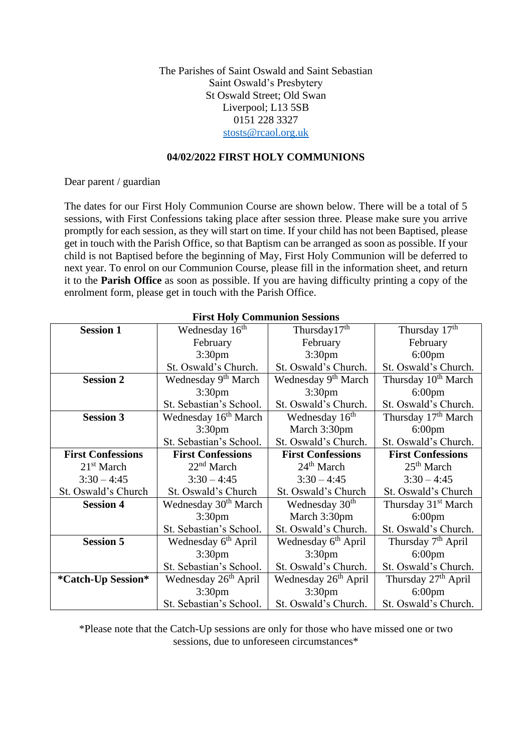The Parishes of Saint Oswald and Saint Sebastian
Saint Oswald's Presbytery
St Oswald Street; Old Swan
Liverpool; L13 5SB
0151 228 3327
stosts@rcaol.org.uk

**04/02/2022 FIRST HOLY COMMUNIONS**

Dear parent / guardian

The dates for our First Holy Communion Course are shown below. There will be a total of 5 sessions, with First Confessions taking place after session three. Please make sure you arrive promptly for each session, as they will start on time. If your child has not been Baptised, please get in touch with the Parish Office, so that Baptism can be arranged as soon as possible. If your child is not Baptised before the beginning of May, First Holy Communion will be deferred to next year. To enrol on our Communion Course, please fill in the information sheet, and return it to the **Parish Office** as soon as possible. If you are having difficulty printing a copy of the enrolment form, please get in touch with the Parish Office.

**First Holy Communion Sessions**

| | | | |
|---|---|---|---|
| **Session 1** | Wednesday 16th February 3:30pm St. Oswald's Church. | Thursday17th February 3:30pm St. Oswald's Church. | Thursday 17th February 6:00pm St. Oswald's Church. |
| **Session 2** | Wednesday 9th March 3:30pm St. Sebastian's School. | Wednesday 9th March 3:30pm St. Oswald's Church. | Thursday 10th March 6:00pm St. Oswald's Church. |
| **Session 3** | Wednesday 16th March 3:30pm St. Sebastian's School. | Wednesday 16th March 3:30pm St. Oswald's Church. | Thursday 17th March 6:00pm St. Oswald's Church. |
| **First Confessions** 21st March 3:30 – 4:45 St. Oswald's Church | **First Confessions** 22nd March 3:30 – 4:45 St. Oswald's Church | **First Confessions** 24th March 3:30 – 4:45 St. Oswald's Church | **First Confessions** 25th March 3:30 – 4:45 St. Oswald's Church |
| **Session 4** | Wednesday 30th March 3:30pm St. Sebastian's School. | Wednesday 30th March 3:30pm St. Oswald's Church. | Thursday 31st March 6:00pm St. Oswald's Church. |
| **Session 5** | Wednesday 6th April 3:30pm St. Sebastian's School. | Wednesday 6th April 3:30pm St. Oswald's Church. | Thursday 7th April 6:00pm St. Oswald's Church. |
| **\*Catch-Up Session\*** | Wednesday 26th April 3:30pm St. Sebastian's School. | Wednesday 26th April 3:30pm St. Oswald's Church. | Thursday 27th April 6:00pm St. Oswald's Church. |

*Please note that the Catch-Up sessions are only for those who have missed one or two sessions, due to unforeseen circumstances*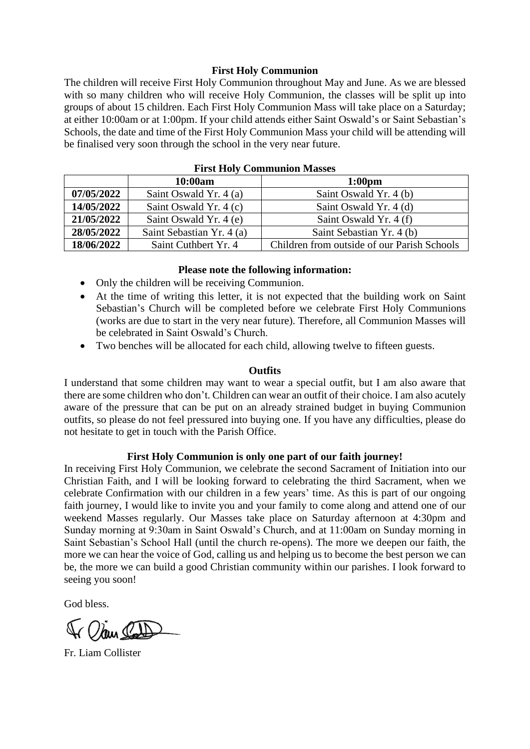## First Holy Communion

The children will receive First Holy Communion throughout May and June. As we are blessed with so many children who will receive Holy Communion, the classes will be split up into groups of about 15 children. Each First Holy Communion Mass will take place on a Saturday; at either 10:00am or at 1:00pm. If your child attends either Saint Oswald's or Saint Sebastian's Schools, the date and time of the First Holy Communion Mass your child will be attending will be finalised very soon through the school in the very near future.

**First Holy Communion Masses**

| | 10:00am | 1:00pm |
|---|---|---|
| **07/05/2022** | Saint Oswald Yr. 4 (a) | Saint Oswald Yr. 4 (b) |
| **14/05/2022** | Saint Oswald Yr. 4 (c) | Saint Oswald Yr. 4 (d) |
| **21/05/2022** | Saint Oswald Yr. 4 (e) | Saint Oswald Yr. 4 (f) |
| **28/05/2022** | Saint Sebastian Yr. 4 (a) | Saint Sebastian Yr. 4 (b) |
| **18/06/2022** | Saint Cuthbert Yr. 4 | Children from outside of our Parish Schools |

### Please note the following information:

- Only the children will be receiving Communion.
- At the time of writing this letter, it is not expected that the building work on Saint Sebastian's Church will be completed before we celebrate First Holy Communions (works are due to start in the very near future). Therefore, all Communion Masses will be celebrated in Saint Oswald's Church.
- Two benches will be allocated for each child, allowing twelve to fifteen guests.

### Outfits

I understand that some children may want to wear a special outfit, but I am also aware that there are some children who don't. Children can wear an outfit of their choice. I am also acutely aware of the pressure that can be put on an already strained budget in buying Communion outfits, so please do not feel pressured into buying one. If you have any difficulties, please do not hesitate to get in touch with the Parish Office.

### First Holy Communion is only one part of our faith journey!

In receiving First Holy Communion, we celebrate the second Sacrament of Initiation into our Christian Faith, and I will be looking forward to celebrating the third Sacrament, when we celebrate Confirmation with our children in a few years' time. As this is part of our ongoing faith journey, I would like to invite you and your family to come along and attend one of our weekend Masses regularly. Our Masses take place on Saturday afternoon at 4:30pm and Sunday morning at 9:30am in Saint Oswald's Church, and at 11:00am on Sunday morning in Saint Sebastian's School Hall (until the church re-opens). The more we deepen our faith, the more we can hear the voice of God, calling us and helping us to become the best person we can be, the more we can build a good Christian community within our parishes. I look forward to seeing you soon!

God bless.

Fr. Liam Collister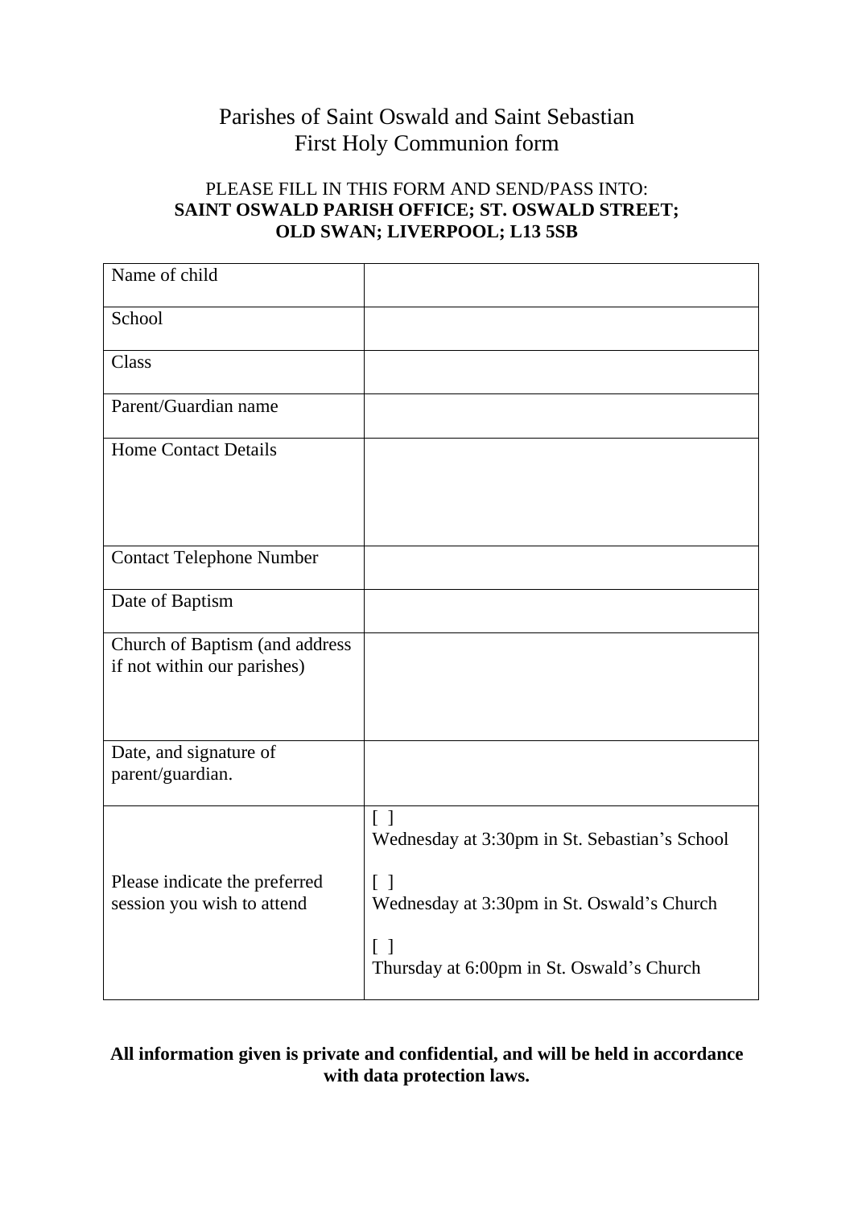# Parishes of Saint Oswald and Saint Sebastian
## First Holy Communion form

PLEASE FILL IN THIS FORM AND SEND/PASS INTO:
**SAINT OSWALD PARISH OFFICE; ST. OSWALD STREET; OLD SWAN; LIVERPOOL; L13 5SB**

| | |
|---|---|
| Name of child | |
| School | |
| Class | |
| Parent/Guardian name | |
| Home Contact Details | |
| Contact Telephone Number | |
| Date of Baptism | |
| Church of Baptism (and address if not within our parishes) | |
| Date, and signature of parent/guardian. | |
| Please indicate the preferred session you wish to attend | [ ] Wednesday at 3:30pm in St. Sebastian's School<br>[ ] Wednesday at 3:30pm in St. Oswald's Church<br>[ ] Thursday at 6:00pm in St. Oswald's Church |

**All information given is private and confidential, and will be held in accordance with data protection laws.**